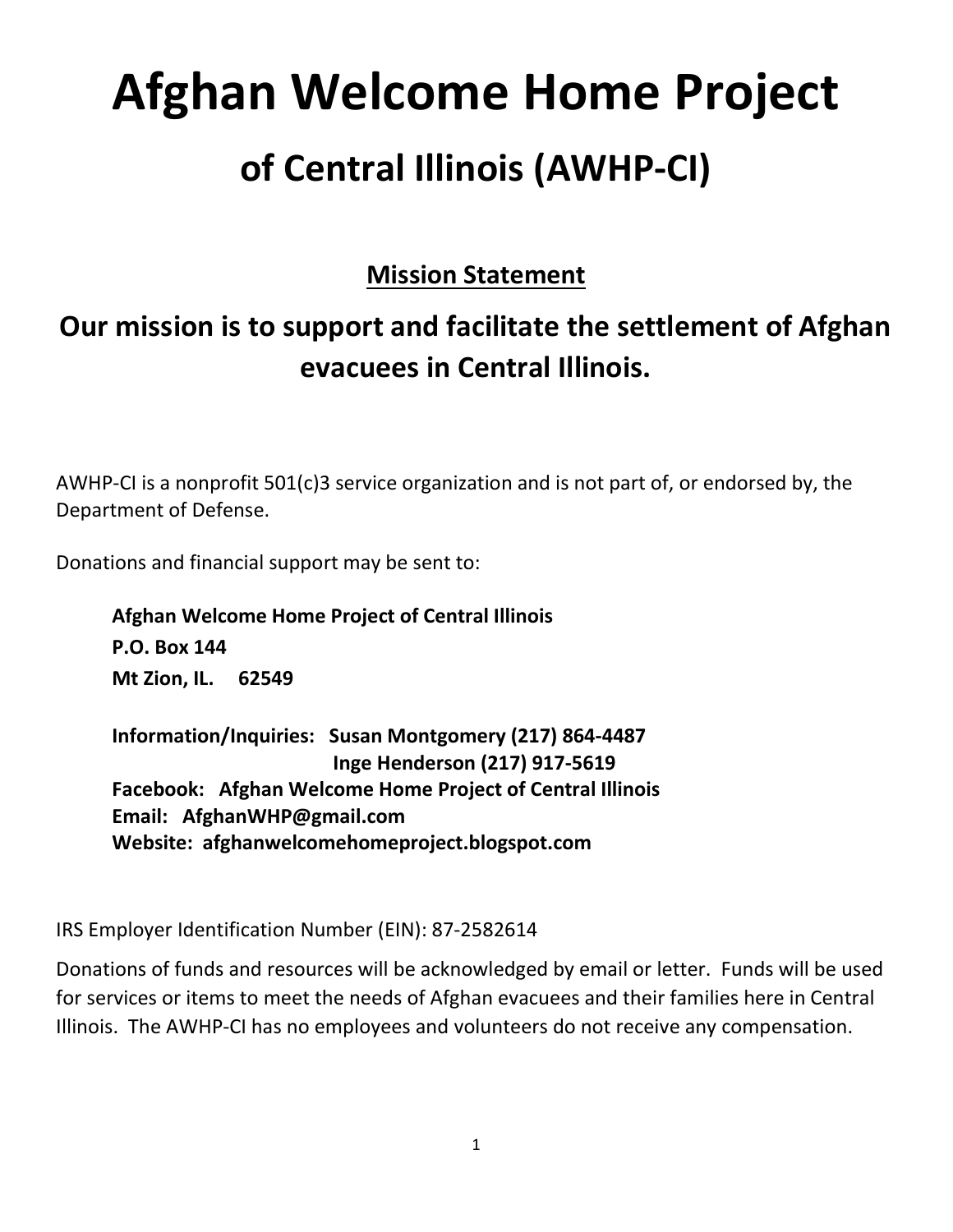# Afghan Welcome Home Project

## of Central Illinois (AWHP-CI)

### Mission Statement

### Our mission is to support and facilitate the settlement of Afghan evacuees in Central Illinois.

AWHP-CI is a nonprofit 501(c)3 service organization and is not part of, or endorsed by, the Department of Defense.

Donations and financial support may be sent to:

**Afghan Welcome Home Project of Central Illinois**
**P.O. Box 144**
**Mt Zion, IL. 62549**

**Information/Inquiries: Susan Montgomery (217) 864-4487**
**Inge Henderson (217) 917-5619**
**Facebook: Afghan Welcome Home Project of Central Illinois**
**Email: AfghanWHP@gmail.com**
**Website: afghanwelcomehomeproject.blogspot.com**

IRS Employer Identification Number (EIN): 87-2582614

Donations of funds and resources will be acknowledged by email or letter. Funds will be used for services or items to meet the needs of Afghan evacuees and their families here in Central Illinois. The AWHP-CI has no employees and volunteers do not receive any compensation.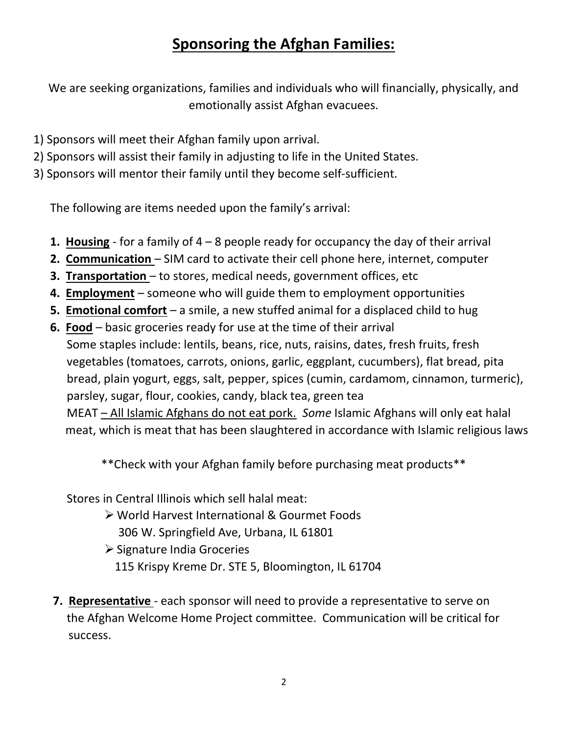# **<u>Sponsoring the Afghan Families:</u>**

We are seeking organizations, families and individuals who will financially, physically, and emotionally assist Afghan evacuees.

1) Sponsors will meet their Afghan family upon arrival.
2) Sponsors will assist their family in adjusting to life in the United States.
3) Sponsors will mentor their family until they become self-sufficient.

The following are items needed upon the family's arrival:

1. **<u>Housing</u>** - for a family of 4 – 8 people ready for occupancy the day of their arrival
2. **<u>Communication</u>** – SIM card to activate their cell phone here, internet, computer
3. **<u>Transportation</u>** – to stores, medical needs, government offices, etc
4. **<u>Employment</u>** – someone who will guide them to employment opportunities
5. **<u>Emotional comfort</u>** – a smile, a new stuffed animal for a displaced child to hug
6. **<u>Food</u>** – basic groceries ready for use at the time of their arrival
   Some staples include: lentils, beans, rice, nuts, raisins, dates, fresh fruits, fresh vegetables (tomatoes, carrots, onions, garlic, eggplant, cucumbers), flat bread, pita bread, plain yogurt, eggs, salt, pepper, spices (cumin, cardamom, cinnamon, turmeric), parsley, sugar, flour, cookies, candy, black tea, green tea
   MEAT <u>– All Islamic Afghans do not eat pork.</u> *Some* Islamic Afghans will only eat halal meat, which is meat that has been slaughtered in accordance with Islamic religious laws

   \*\*Check with your Afghan family before purchasing meat products\*\*

   Stores in Central Illinois which sell halal meat:
   - World Harvest International & Gourmet Foods
     306 W. Springfield Ave, Urbana, IL 61801
   - Signature India Groceries
     115 Krispy Kreme Dr. STE 5, Bloomington, IL 61704

7. **<u>Representative</u>** - each sponsor will need to provide a representative to serve on the Afghan Welcome Home Project committee. Communication will be critical for success.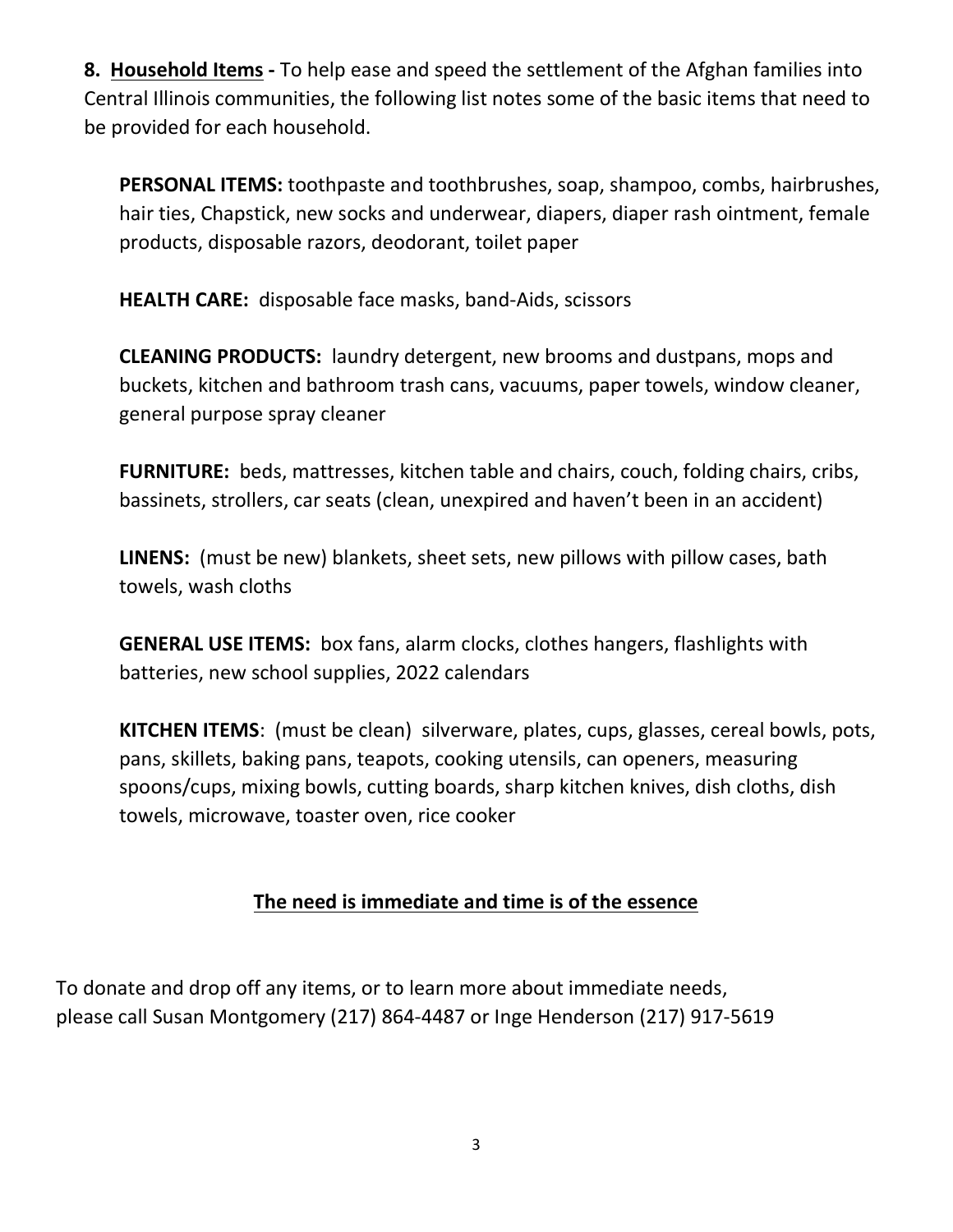**8. <u>Household Items</u> -** To help ease and speed the settlement of the Afghan families into Central Illinois communities, the following list notes some of the basic items that need to be provided for each household.

**PERSONAL ITEMS:** toothpaste and toothbrushes, soap, shampoo, combs, hairbrushes, hair ties, Chapstick, new socks and underwear, diapers, diaper rash ointment, female products, disposable razors, deodorant, toilet paper

**HEALTH CARE:** disposable face masks, band-Aids, scissors

**CLEANING PRODUCTS:** laundry detergent, new brooms and dustpans, mops and buckets, kitchen and bathroom trash cans, vacuums, paper towels, window cleaner, general purpose spray cleaner

**FURNITURE:** beds, mattresses, kitchen table and chairs, couch, folding chairs, cribs, bassinets, strollers, car seats (clean, unexpired and haven't been in an accident)

**LINENS:** (must be new) blankets, sheet sets, new pillows with pillow cases, bath towels, wash cloths

**GENERAL USE ITEMS:** box fans, alarm clocks, clothes hangers, flashlights with batteries, new school supplies, 2022 calendars

**KITCHEN ITEMS**: (must be clean) silverware, plates, cups, glasses, cereal bowls, pots, pans, skillets, baking pans, teapots, cooking utensils, can openers, measuring spoons/cups, mixing bowls, cutting boards, sharp kitchen knives, dish cloths, dish towels, microwave, toaster oven, rice cooker

**<u>The need is immediate and time is of the essence</u>**

To donate and drop off any items, or to learn more about immediate needs, please call Susan Montgomery (217) 864-4487 or Inge Henderson (217) 917-5619